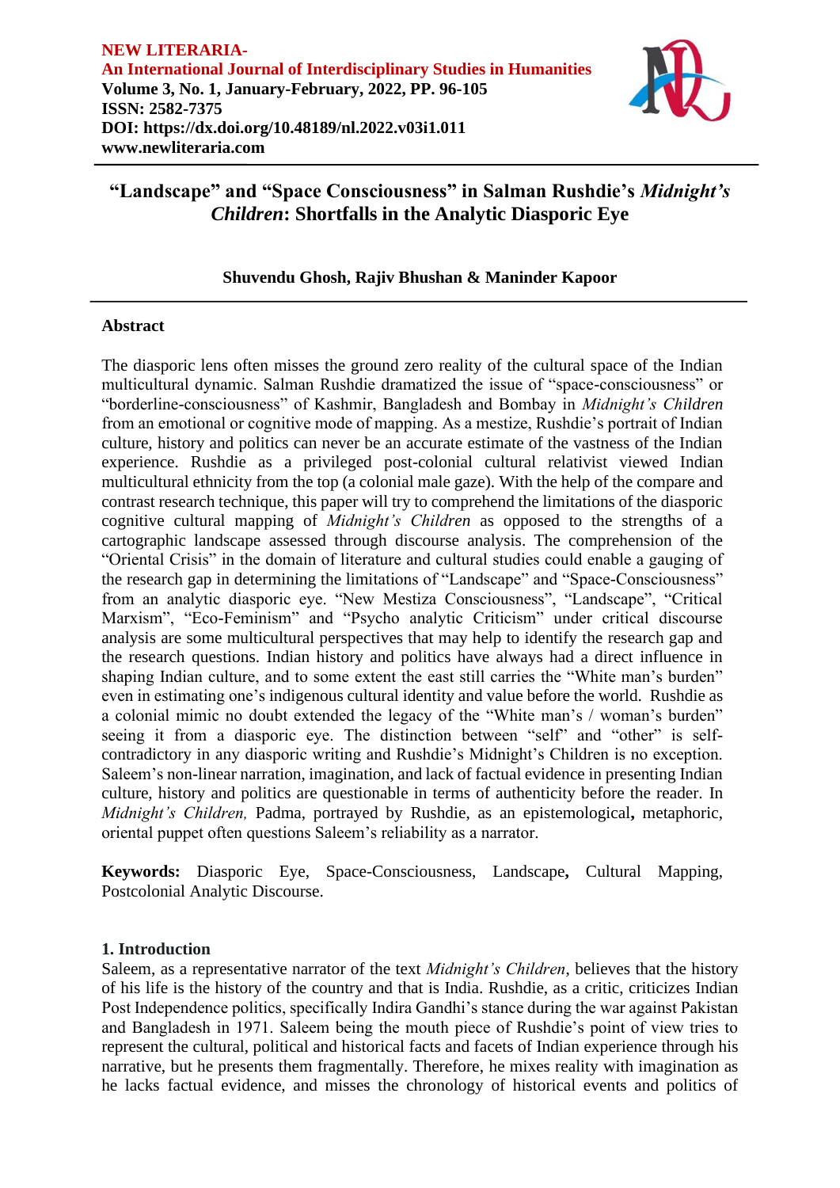**NEW LITERARIA-**
**An International Journal of Interdisciplinary Studies in Humanities**
**Volume 3, No. 1, January-February, 2022, PP. 96-105**
**ISSN: 2582-7375**
**DOI: https://dx.doi.org/10.48189/nl.2022.v03i1.011**
**www.newliteraria.com**

# "Landscape" and "Space Consciousness" in Salman Rushdie's *Midnight's Children*: Shortfalls in the Analytic Diasporic Eye

**Shuvendu Ghosh, Rajiv Bhushan & Maninder Kapoor**

## Abstract

The diasporic lens often misses the ground zero reality of the cultural space of the Indian multicultural dynamic. Salman Rushdie dramatized the issue of "space-consciousness" or "borderline-consciousness" of Kashmir, Bangladesh and Bombay in *Midnight's Children* from an emotional or cognitive mode of mapping. As a mestize, Rushdie's portrait of Indian culture, history and politics can never be an accurate estimate of the vastness of the Indian experience. Rushdie as a privileged post-colonial cultural relativist viewed Indian multicultural ethnicity from the top (a colonial male gaze). With the help of the compare and contrast research technique, this paper will try to comprehend the limitations of the diasporic cognitive cultural mapping of *Midnight's Children* as opposed to the strengths of a cartographic landscape assessed through discourse analysis. The comprehension of the "Oriental Crisis" in the domain of literature and cultural studies could enable a gauging of the research gap in determining the limitations of "Landscape" and "Space-Consciousness" from an analytic diasporic eye. "New Mestiza Consciousness", "Landscape", "Critical Marxism", "Eco-Feminism" and "Psycho analytic Criticism" under critical discourse analysis are some multicultural perspectives that may help to identify the research gap and the research questions. Indian history and politics have always had a direct influence in shaping Indian culture, and to some extent the east still carries the "White man's burden" even in estimating one's indigenous cultural identity and value before the world. Rushdie as a colonial mimic no doubt extended the legacy of the "White man's / woman's burden" seeing it from a diasporic eye. The distinction between "self" and "other" is self-contradictory in any diasporic writing and Rushdie's Midnight's Children is no exception. Saleem's non-linear narration, imagination, and lack of factual evidence in presenting Indian culture, history and politics are questionable in terms of authenticity before the reader. In *Midnight's Children,* Padma, portrayed by Rushdie, as an epistemological**,** metaphoric, oriental puppet often questions Saleem's reliability as a narrator.

**Keywords:** Diasporic Eye, Space-Consciousness, Landscape**,** Cultural Mapping, Postcolonial Analytic Discourse.

## 1. Introduction

Saleem, as a representative narrator of the text *Midnight's Children*, believes that the history of his life is the history of the country and that is India. Rushdie, as a critic, criticizes Indian Post Independence politics, specifically Indira Gandhi's stance during the war against Pakistan and Bangladesh in 1971. Saleem being the mouth piece of Rushdie's point of view tries to represent the cultural, political and historical facts and facets of Indian experience through his narrative, but he presents them fragmentally. Therefore, he mixes reality with imagination as he lacks factual evidence, and misses the chronology of historical events and politics of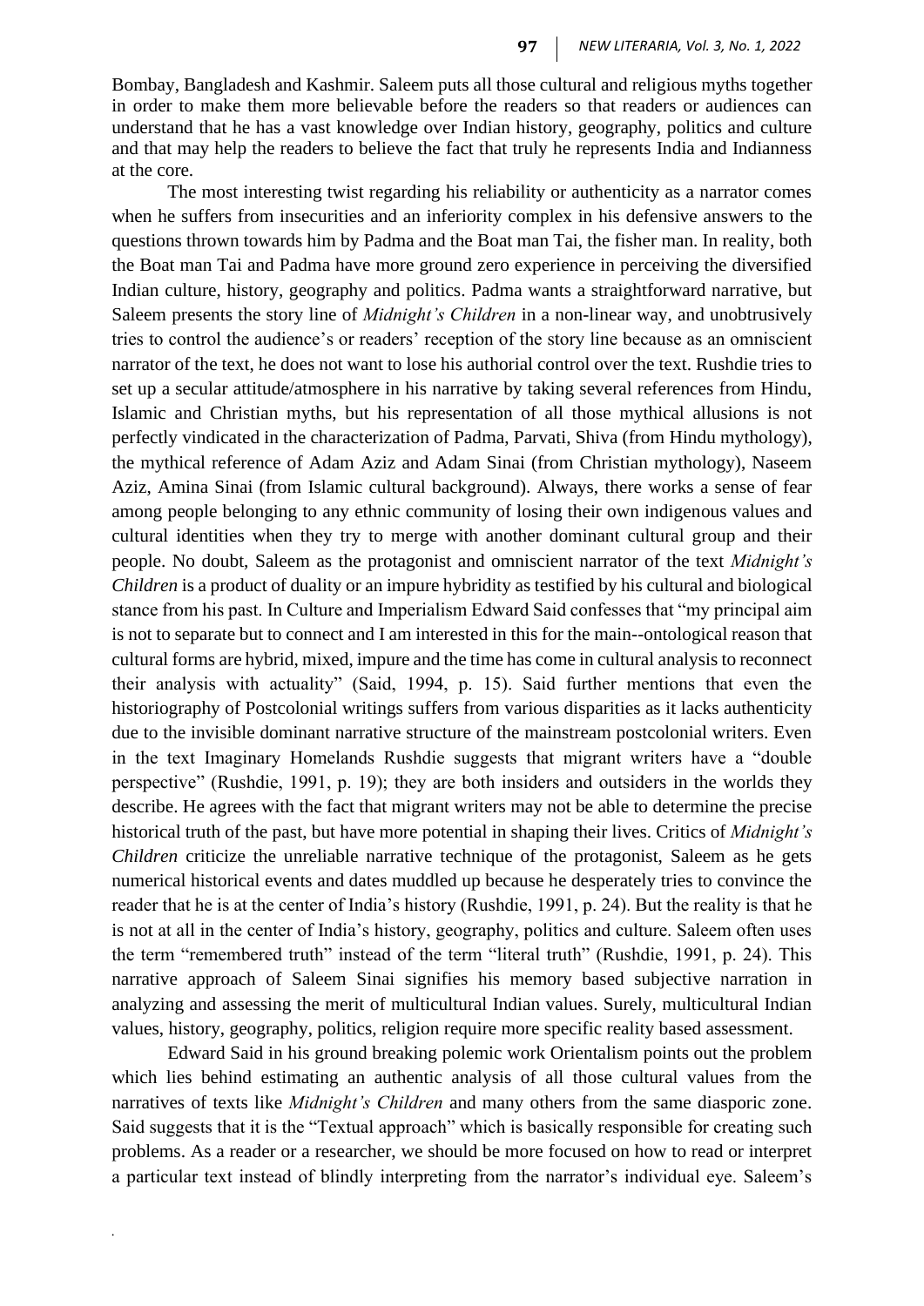Bombay, Bangladesh and Kashmir. Saleem puts all those cultural and religious myths together in order to make them more believable before the readers so that readers or audiences can understand that he has a vast knowledge over Indian history, geography, politics and culture and that may help the readers to believe the fact that truly he represents India and Indianness at the core.

The most interesting twist regarding his reliability or authenticity as a narrator comes when he suffers from insecurities and an inferiority complex in his defensive answers to the questions thrown towards him by Padma and the Boat man Tai, the fisher man. In reality, both the Boat man Tai and Padma have more ground zero experience in perceiving the diversified Indian culture, history, geography and politics. Padma wants a straightforward narrative, but Saleem presents the story line of *Midnight's Children* in a non-linear way, and unobtrusively tries to control the audience's or readers' reception of the story line because as an omniscient narrator of the text, he does not want to lose his authorial control over the text. Rushdie tries to set up a secular attitude/atmosphere in his narrative by taking several references from Hindu, Islamic and Christian myths, but his representation of all those mythical allusions is not perfectly vindicated in the characterization of Padma, Parvati, Shiva (from Hindu mythology), the mythical reference of Adam Aziz and Adam Sinai (from Christian mythology), Naseem Aziz, Amina Sinai (from Islamic cultural background). Always, there works a sense of fear among people belonging to any ethnic community of losing their own indigenous values and cultural identities when they try to merge with another dominant cultural group and their people. No doubt, Saleem as the protagonist and omniscient narrator of the text *Midnight's Children* is a product of duality or an impure hybridity as testified by his cultural and biological stance from his past. In Culture and Imperialism Edward Said confesses that "my principal aim is not to separate but to connect and I am interested in this for the main--ontological reason that cultural forms are hybrid, mixed, impure and the time has come in cultural analysis to reconnect their analysis with actuality" (Said, 1994, p. 15). Said further mentions that even the historiography of Postcolonial writings suffers from various disparities as it lacks authenticity due to the invisible dominant narrative structure of the mainstream postcolonial writers. Even in the text Imaginary Homelands Rushdie suggests that migrant writers have a "double perspective" (Rushdie, 1991, p. 19); they are both insiders and outsiders in the worlds they describe. He agrees with the fact that migrant writers may not be able to determine the precise historical truth of the past, but have more potential in shaping their lives. Critics of *Midnight's Children* criticize the unreliable narrative technique of the protagonist, Saleem as he gets numerical historical events and dates muddled up because he desperately tries to convince the reader that he is at the center of India's history (Rushdie, 1991, p. 24). But the reality is that he is not at all in the center of India's history, geography, politics and culture. Saleem often uses the term "remembered truth" instead of the term "literal truth" (Rushdie, 1991, p. 24). This narrative approach of Saleem Sinai signifies his memory based subjective narration in analyzing and assessing the merit of multicultural Indian values. Surely, multicultural Indian values, history, geography, politics, religion require more specific reality based assessment.

Edward Said in his ground breaking polemic work Orientalism points out the problem which lies behind estimating an authentic analysis of all those cultural values from the narratives of texts like *Midnight's Children* and many others from the same diasporic zone. Said suggests that it is the "Textual approach" which is basically responsible for creating such problems. As a reader or a researcher, we should be more focused on how to read or interpret a particular text instead of blindly interpreting from the narrator's individual eye. Saleem's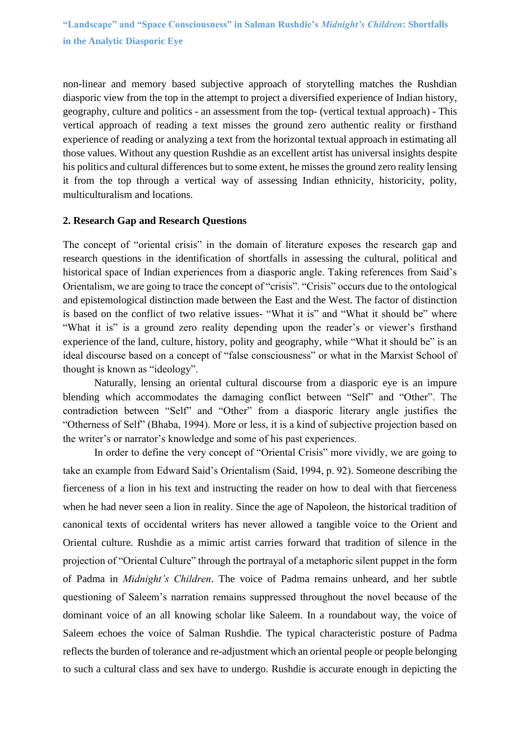non-linear and memory based subjective approach of storytelling matches the Rushdian diasporic view from the top in the attempt to project a diversified experience of Indian history, geography, culture and politics - an assessment from the top- (vertical textual approach) - This vertical approach of reading a text misses the ground zero authentic reality or firsthand experience of reading or analyzing a text from the horizontal textual approach in estimating all those values. Without any question Rushdie as an excellent artist has universal insights despite his politics and cultural differences but to some extent, he misses the ground zero reality lensing it from the top through a vertical way of assessing Indian ethnicity, historicity, polity, multiculturalism and locations.

## 2. Research Gap and Research Questions

The concept of "oriental crisis" in the domain of literature exposes the research gap and research questions in the identification of shortfalls in assessing the cultural, political and historical space of Indian experiences from a diasporic angle. Taking references from Said's Orientalism, we are going to trace the concept of "crisis". "Crisis" occurs due to the ontological and epistemological distinction made between the East and the West. The factor of distinction is based on the conflict of two relative issues- "What it is" and "What it should be" where "What it is" is a ground zero reality depending upon the reader's or viewer's firsthand experience of the land, culture, history, polity and geography, while "What it should be" is an ideal discourse based on a concept of "false consciousness" or what in the Marxist School of thought is known as "ideology".

Naturally, lensing an oriental cultural discourse from a diasporic eye is an impure blending which accommodates the damaging conflict between "Self" and "Other". The contradiction between "Self" and "Other" from a diasporic literary angle justifies the "Otherness of Self" (Bhaba, 1994). More or less, it is a kind of subjective projection based on the writer's or narrator's knowledge and some of his past experiences.

In order to define the very concept of "Oriental Crisis" more vividly, we are going to take an example from Edward Said's Orientalism (Said, 1994, p. 92). Someone describing the fierceness of a lion in his text and instructing the reader on how to deal with that fierceness when he had never seen a lion in reality. Since the age of Napoleon, the historical tradition of canonical texts of occidental writers has never allowed a tangible voice to the Orient and Oriental culture. Rushdie as a mimic artist carries forward that tradition of silence in the projection of "Oriental Culture" through the portrayal of a metaphoric silent puppet in the form of Padma in *Midnight's Children*. The voice of Padma remains unheard, and her subtle questioning of Saleem's narration remains suppressed throughout the novel because of the dominant voice of an all knowing scholar like Saleem. In a roundabout way, the voice of Saleem echoes the voice of Salman Rushdie. The typical characteristic posture of Padma reflects the burden of tolerance and re-adjustment which an oriental people or people belonging to such a cultural class and sex have to undergo. Rushdie is accurate enough in depicting the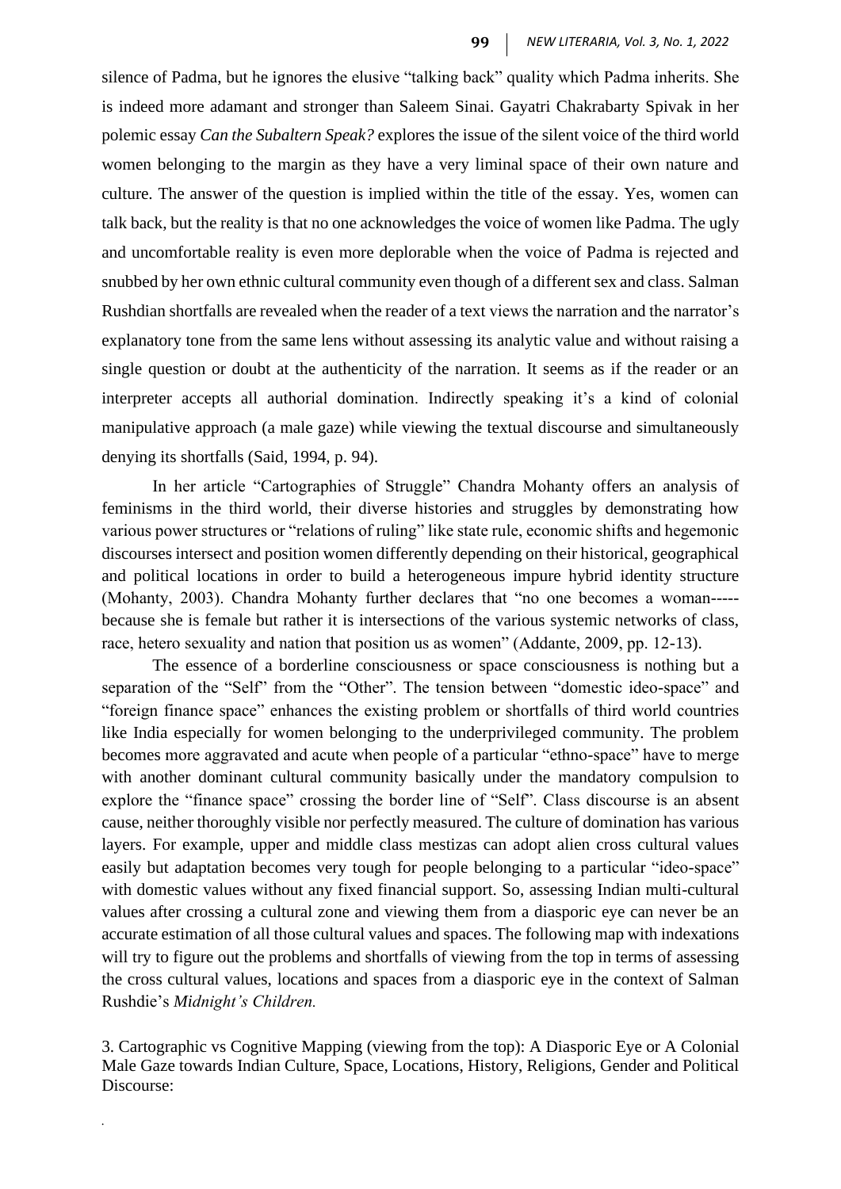silence of Padma, but he ignores the elusive "talking back" quality which Padma inherits. She is indeed more adamant and stronger than Saleem Sinai. Gayatri Chakrabarty Spivak in her polemic essay *Can the Subaltern Speak?* explores the issue of the silent voice of the third world women belonging to the margin as they have a very liminal space of their own nature and culture. The answer of the question is implied within the title of the essay. Yes, women can talk back, but the reality is that no one acknowledges the voice of women like Padma. The ugly and uncomfortable reality is even more deplorable when the voice of Padma is rejected and snubbed by her own ethnic cultural community even though of a different sex and class. Salman Rushdian shortfalls are revealed when the reader of a text views the narration and the narrator's explanatory tone from the same lens without assessing its analytic value and without raising a single question or doubt at the authenticity of the narration. It seems as if the reader or an interpreter accepts all authorial domination. Indirectly speaking it's a kind of colonial manipulative approach (a male gaze) while viewing the textual discourse and simultaneously denying its shortfalls (Said, 1994, p. 94).

In her article "Cartographies of Struggle" Chandra Mohanty offers an analysis of feminisms in the third world, their diverse histories and struggles by demonstrating how various power structures or "relations of ruling" like state rule, economic shifts and hegemonic discourses intersect and position women differently depending on their historical, geographical and political locations in order to build a heterogeneous impure hybrid identity structure (Mohanty, 2003). Chandra Mohanty further declares that "no one becomes a woman----- because she is female but rather it is intersections of the various systemic networks of class, race, hetero sexuality and nation that position us as women" (Addante, 2009, pp. 12-13).

The essence of a borderline consciousness or space consciousness is nothing but a separation of the "Self" from the "Other". The tension between "domestic ideo-space" and "foreign finance space" enhances the existing problem or shortfalls of third world countries like India especially for women belonging to the underprivileged community. The problem becomes more aggravated and acute when people of a particular "ethno-space" have to merge with another dominant cultural community basically under the mandatory compulsion to explore the "finance space" crossing the border line of "Self". Class discourse is an absent cause, neither thoroughly visible nor perfectly measured. The culture of domination has various layers. For example, upper and middle class mestizas can adopt alien cross cultural values easily but adaptation becomes very tough for people belonging to a particular "ideo-space" with domestic values without any fixed financial support. So, assessing Indian multi-cultural values after crossing a cultural zone and viewing them from a diasporic eye can never be an accurate estimation of all those cultural values and spaces. The following map with indexations will try to figure out the problems and shortfalls of viewing from the top in terms of assessing the cross cultural values, locations and spaces from a diasporic eye in the context of Salman Rushdie's *Midnight's Children.*

3. Cartographic vs Cognitive Mapping (viewing from the top): A Diasporic Eye or A Colonial Male Gaze towards Indian Culture, Space, Locations, History, Religions, Gender and Political Discourse: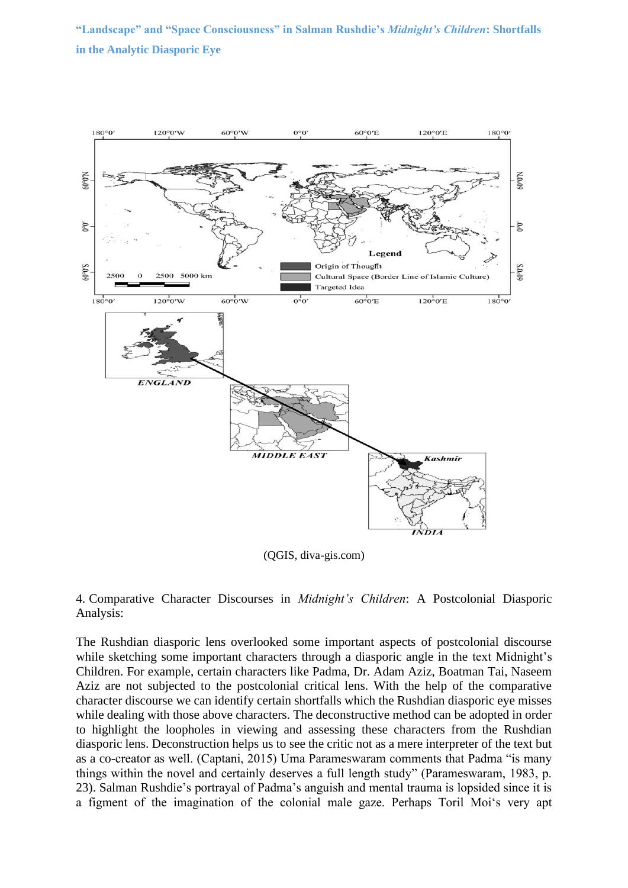(QGIS, diva-gis.com)

4. Comparative Character Discourses in *Midnight's Children*: A Postcolonial Diasporic Analysis:

The Rushdian diasporic lens overlooked some important aspects of postcolonial discourse while sketching some important characters through a diasporic angle in the text Midnight's Children. For example, certain characters like Padma, Dr. Adam Aziz, Boatman Tai, Naseem Aziz are not subjected to the postcolonial critical lens. With the help of the comparative character discourse we can identify certain shortfalls which the Rushdian diasporic eye misses while dealing with those above characters. The deconstructive method can be adopted in order to highlight the loopholes in viewing and assessing these characters from the Rushdian diasporic lens. Deconstruction helps us to see the critic not as a mere interpreter of the text but as a co-creator as well. (Captani, 2015) Uma Parameswaram comments that Padma "is many things within the novel and certainly deserves a full length study" (Parameswaram, 1983, p. 23). Salman Rushdie's portrayal of Padma's anguish and mental trauma is lopsided since it is a figment of the imagination of the colonial male gaze. Perhaps Toril Moi's very apt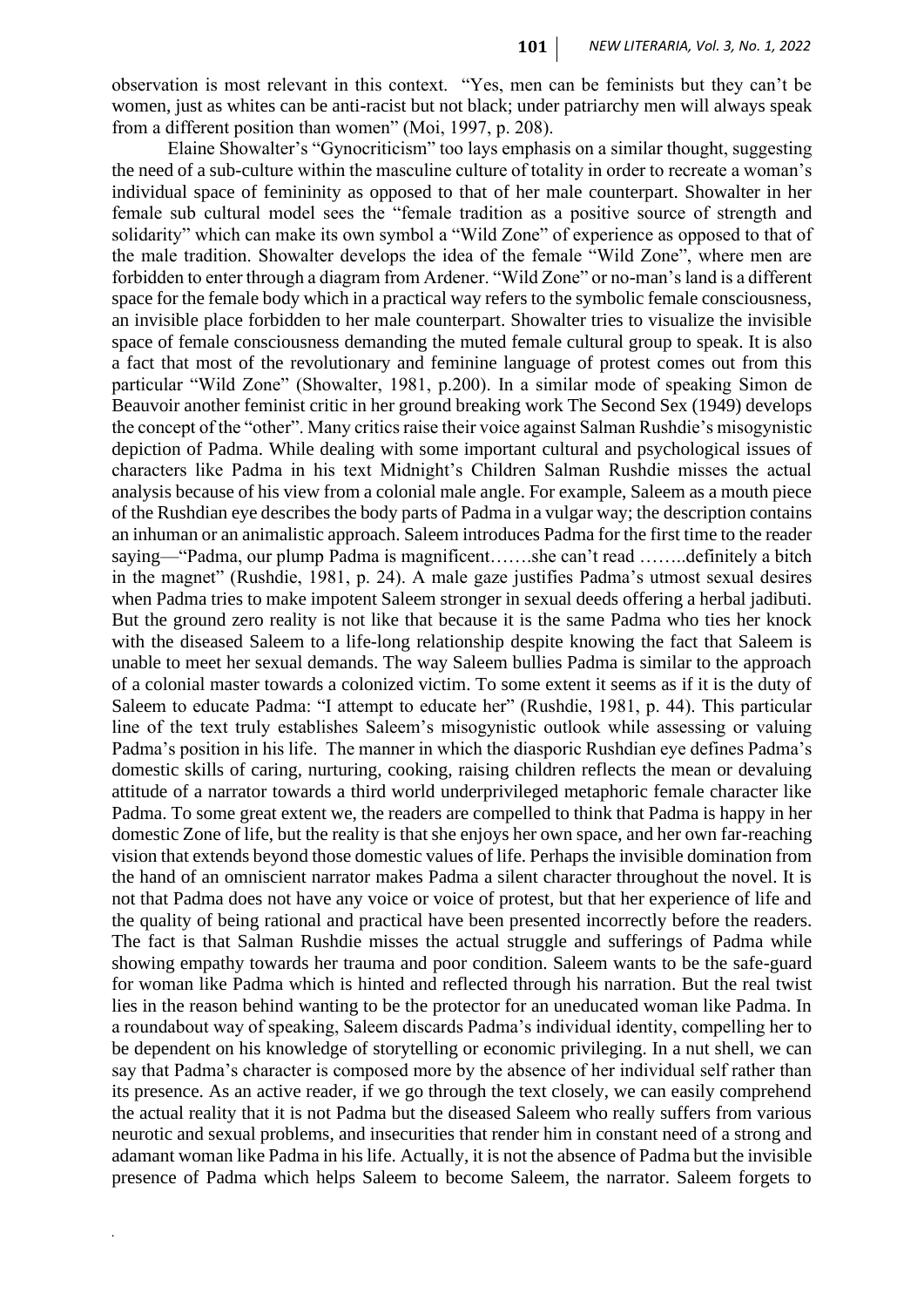observation is most relevant in this context. "Yes, men can be feminists but they can't be women, just as whites can be anti-racist but not black; under patriarchy men will always speak from a different position than women" (Moi, 1997, p. 208).

Elaine Showalter's "Gynocriticism" too lays emphasis on a similar thought, suggesting the need of a sub-culture within the masculine culture of totality in order to recreate a woman's individual space of femininity as opposed to that of her male counterpart. Showalter in her female sub cultural model sees the "female tradition as a positive source of strength and solidarity" which can make its own symbol a "Wild Zone" of experience as opposed to that of the male tradition. Showalter develops the idea of the female "Wild Zone", where men are forbidden to enter through a diagram from Ardener. "Wild Zone" or no-man's land is a different space for the female body which in a practical way refers to the symbolic female consciousness, an invisible place forbidden to her male counterpart. Showalter tries to visualize the invisible space of female consciousness demanding the muted female cultural group to speak. It is also a fact that most of the revolutionary and feminine language of protest comes out from this particular "Wild Zone" (Showalter, 1981, p.200). In a similar mode of speaking Simon de Beauvoir another feminist critic in her ground breaking work The Second Sex (1949) develops the concept of the "other". Many critics raise their voice against Salman Rushdie's misogynistic depiction of Padma. While dealing with some important cultural and psychological issues of characters like Padma in his text Midnight's Children Salman Rushdie misses the actual analysis because of his view from a colonial male angle. For example, Saleem as a mouth piece of the Rushdian eye describes the body parts of Padma in a vulgar way; the description contains an inhuman or an animalistic approach. Saleem introduces Padma for the first time to the reader saying—"Padma, our plump Padma is magnificent…….she can't read ……..definitely a bitch in the magnet" (Rushdie, 1981, p. 24). A male gaze justifies Padma's utmost sexual desires when Padma tries to make impotent Saleem stronger in sexual deeds offering a herbal jadibuti. But the ground zero reality is not like that because it is the same Padma who ties her knock with the diseased Saleem to a life-long relationship despite knowing the fact that Saleem is unable to meet her sexual demands. The way Saleem bullies Padma is similar to the approach of a colonial master towards a colonized victim. To some extent it seems as if it is the duty of Saleem to educate Padma: "I attempt to educate her" (Rushdie, 1981, p. 44). This particular line of the text truly establishes Saleem's misogynistic outlook while assessing or valuing Padma's position in his life. The manner in which the diasporic Rushdian eye defines Padma's domestic skills of caring, nurturing, cooking, raising children reflects the mean or devaluing attitude of a narrator towards a third world underprivileged metaphoric female character like Padma. To some great extent we, the readers are compelled to think that Padma is happy in her domestic Zone of life, but the reality is that she enjoys her own space, and her own far-reaching vision that extends beyond those domestic values of life. Perhaps the invisible domination from the hand of an omniscient narrator makes Padma a silent character throughout the novel. It is not that Padma does not have any voice or voice of protest, but that her experience of life and the quality of being rational and practical have been presented incorrectly before the readers. The fact is that Salman Rushdie misses the actual struggle and sufferings of Padma while showing empathy towards her trauma and poor condition. Saleem wants to be the safe-guard for woman like Padma which is hinted and reflected through his narration. But the real twist lies in the reason behind wanting to be the protector for an uneducated woman like Padma. In a roundabout way of speaking, Saleem discards Padma's individual identity, compelling her to be dependent on his knowledge of storytelling or economic privileging. In a nut shell, we can say that Padma's character is composed more by the absence of her individual self rather than its presence. As an active reader, if we go through the text closely, we can easily comprehend the actual reality that it is not Padma but the diseased Saleem who really suffers from various neurotic and sexual problems, and insecurities that render him in constant need of a strong and adamant woman like Padma in his life. Actually, it is not the absence of Padma but the invisible presence of Padma which helps Saleem to become Saleem, the narrator. Saleem forgets to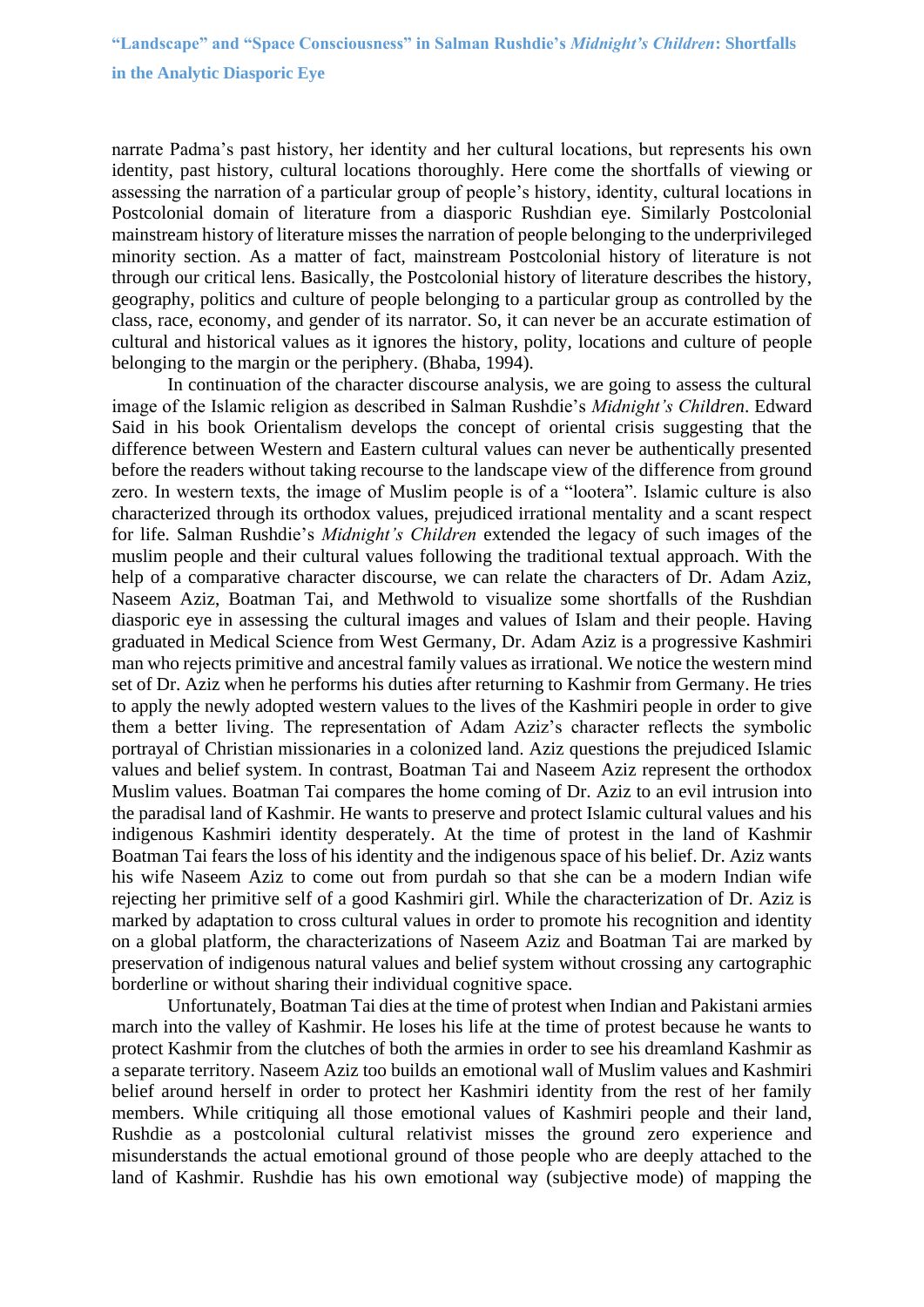narrate Padma's past history, her identity and her cultural locations, but represents his own identity, past history, cultural locations thoroughly. Here come the shortfalls of viewing or assessing the narration of a particular group of people's history, identity, cultural locations in Postcolonial domain of literature from a diasporic Rushdian eye. Similarly Postcolonial mainstream history of literature misses the narration of people belonging to the underprivileged minority section. As a matter of fact, mainstream Postcolonial history of literature is not through our critical lens. Basically, the Postcolonial history of literature describes the history, geography, politics and culture of people belonging to a particular group as controlled by the class, race, economy, and gender of its narrator. So, it can never be an accurate estimation of cultural and historical values as it ignores the history, polity, locations and culture of people belonging to the margin or the periphery. (Bhaba, 1994).

In continuation of the character discourse analysis, we are going to assess the cultural image of the Islamic religion as described in Salman Rushdie's *Midnight's Children*. Edward Said in his book Orientalism develops the concept of oriental crisis suggesting that the difference between Western and Eastern cultural values can never be authentically presented before the readers without taking recourse to the landscape view of the difference from ground zero. In western texts, the image of Muslim people is of a "lootera". Islamic culture is also characterized through its orthodox values, prejudiced irrational mentality and a scant respect for life. Salman Rushdie's *Midnight's Children* extended the legacy of such images of the muslim people and their cultural values following the traditional textual approach. With the help of a comparative character discourse, we can relate the characters of Dr. Adam Aziz, Naseem Aziz, Boatman Tai, and Methwold to visualize some shortfalls of the Rushdian diasporic eye in assessing the cultural images and values of Islam and their people. Having graduated in Medical Science from West Germany, Dr. Adam Aziz is a progressive Kashmiri man who rejects primitive and ancestral family values as irrational. We notice the western mind set of Dr. Aziz when he performs his duties after returning to Kashmir from Germany. He tries to apply the newly adopted western values to the lives of the Kashmiri people in order to give them a better living. The representation of Adam Aziz's character reflects the symbolic portrayal of Christian missionaries in a colonized land. Aziz questions the prejudiced Islamic values and belief system. In contrast, Boatman Tai and Naseem Aziz represent the orthodox Muslim values. Boatman Tai compares the home coming of Dr. Aziz to an evil intrusion into the paradisal land of Kashmir. He wants to preserve and protect Islamic cultural values and his indigenous Kashmiri identity desperately. At the time of protest in the land of Kashmir Boatman Tai fears the loss of his identity and the indigenous space of his belief. Dr. Aziz wants his wife Naseem Aziz to come out from purdah so that she can be a modern Indian wife rejecting her primitive self of a good Kashmiri girl. While the characterization of Dr. Aziz is marked by adaptation to cross cultural values in order to promote his recognition and identity on a global platform, the characterizations of Naseem Aziz and Boatman Tai are marked by preservation of indigenous natural values and belief system without crossing any cartographic borderline or without sharing their individual cognitive space.

Unfortunately, Boatman Tai dies at the time of protest when Indian and Pakistani armies march into the valley of Kashmir. He loses his life at the time of protest because he wants to protect Kashmir from the clutches of both the armies in order to see his dreamland Kashmir as a separate territory. Naseem Aziz too builds an emotional wall of Muslim values and Kashmiri belief around herself in order to protect her Kashmiri identity from the rest of her family members. While critiquing all those emotional values of Kashmiri people and their land, Rushdie as a postcolonial cultural relativist misses the ground zero experience and misunderstands the actual emotional ground of those people who are deeply attached to the land of Kashmir. Rushdie has his own emotional way (subjective mode) of mapping the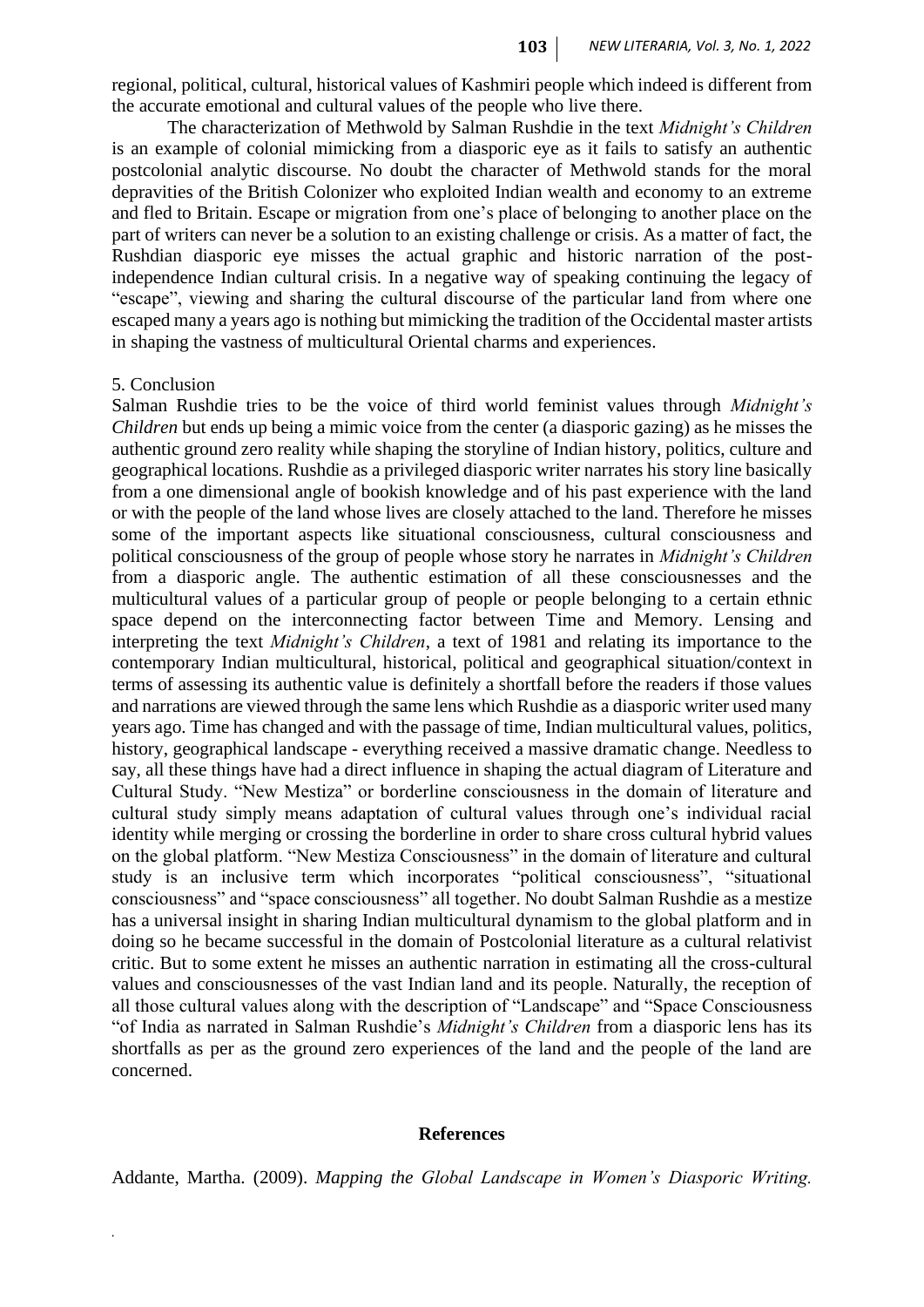regional, political, cultural, historical values of Kashmiri people which indeed is different from the accurate emotional and cultural values of the people who live there.

The characterization of Methwold by Salman Rushdie in the text *Midnight's Children* is an example of colonial mimicking from a diasporic eye as it fails to satisfy an authentic postcolonial analytic discourse. No doubt the character of Methwold stands for the moral depravities of the British Colonizer who exploited Indian wealth and economy to an extreme and fled to Britain. Escape or migration from one's place of belonging to another place on the part of writers can never be a solution to an existing challenge or crisis. As a matter of fact, the Rushdian diasporic eye misses the actual graphic and historic narration of the post-independence Indian cultural crisis. In a negative way of speaking continuing the legacy of "escape", viewing and sharing the cultural discourse of the particular land from where one escaped many a years ago is nothing but mimicking the tradition of the Occidental master artists in shaping the vastness of multicultural Oriental charms and experiences.

## 5. Conclusion

Salman Rushdie tries to be the voice of third world feminist values through *Midnight's Children* but ends up being a mimic voice from the center (a diasporic gazing) as he misses the authentic ground zero reality while shaping the storyline of Indian history, politics, culture and geographical locations. Rushdie as a privileged diasporic writer narrates his story line basically from a one dimensional angle of bookish knowledge and of his past experience with the land or with the people of the land whose lives are closely attached to the land. Therefore he misses some of the important aspects like situational consciousness, cultural consciousness and political consciousness of the group of people whose story he narrates in *Midnight's Children* from a diasporic angle. The authentic estimation of all these consciousnesses and the multicultural values of a particular group of people or people belonging to a certain ethnic space depend on the interconnecting factor between Time and Memory. Lensing and interpreting the text *Midnight's Children*, a text of 1981 and relating its importance to the contemporary Indian multicultural, historical, political and geographical situation/context in terms of assessing its authentic value is definitely a shortfall before the readers if those values and narrations are viewed through the same lens which Rushdie as a diasporic writer used many years ago. Time has changed and with the passage of time, Indian multicultural values, politics, history, geographical landscape - everything received a massive dramatic change. Needless to say, all these things have had a direct influence in shaping the actual diagram of Literature and Cultural Study. "New Mestiza" or borderline consciousness in the domain of literature and cultural study simply means adaptation of cultural values through one's individual racial identity while merging or crossing the borderline in order to share cross cultural hybrid values on the global platform. "New Mestiza Consciousness" in the domain of literature and cultural study is an inclusive term which incorporates "political consciousness", "situational consciousness" and "space consciousness" all together. No doubt Salman Rushdie as a mestize has a universal insight in sharing Indian multicultural dynamism to the global platform and in doing so he became successful in the domain of Postcolonial literature as a cultural relativist critic. But to some extent he misses an authentic narration in estimating all the cross-cultural values and consciousnesses of the vast Indian land and its people. Naturally, the reception of all those cultural values along with the description of "Landscape" and "Space Consciousness "of India as narrated in Salman Rushdie's *Midnight's Children* from a diasporic lens has its shortfalls as per as the ground zero experiences of the land and the people of the land are concerned.

## References

Addante, Martha. (2009). *Mapping the Global Landscape in Women's Diasporic Writing.*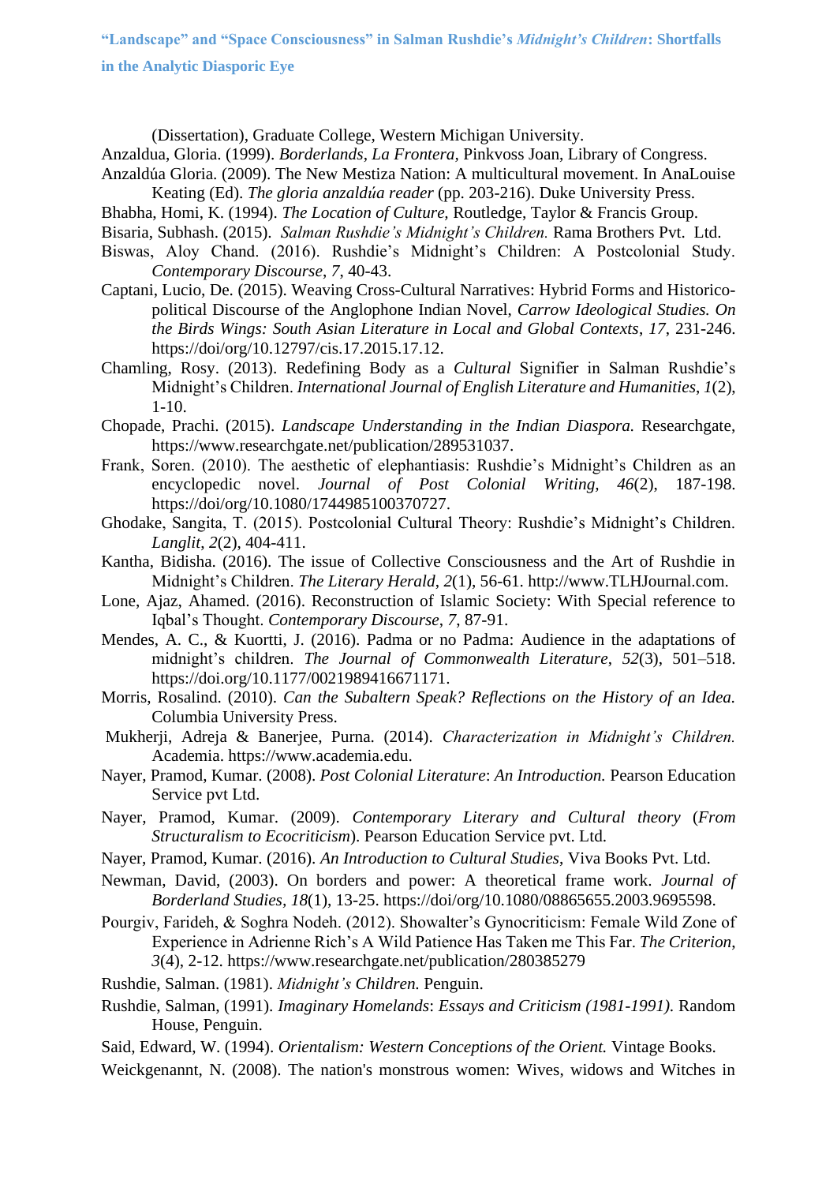(Dissertation), Graduate College, Western Michigan University.

Anzaldua, Gloria. (1999). *Borderlands*, *La Frontera,* Pinkvoss Joan, Library of Congress.

Anzaldúa Gloria. (2009). The New Mestiza Nation: A multicultural movement. In AnaLouise Keating (Ed). *The gloria anzaldúa reader* (pp. 203-216). Duke University Press.

Bhabha, Homi, K. (1994). *The Location of Culture,* Routledge, Taylor & Francis Group.

Bisaria, Subhash. (2015). *Salman Rushdie's Midnight's Children.* Rama Brothers Pvt. Ltd.

Biswas, Aloy Chand. (2016). Rushdie's Midnight's Children: A Postcolonial Study. *Contemporary Discourse*, *7*, 40-43.

Captani, Lucio, De. (2015). Weaving Cross-Cultural Narratives: Hybrid Forms and Historico-political Discourse of the Anglophone Indian Novel, *Carrow Ideological Studies. On the Birds Wings: South Asian Literature in Local and Global Contexts*, *17*, 231-246. https://doi/org/10.12797/cis.17.2015.17.12.

Chamling, Rosy. (2013). Redefining Body as a *Cultural* Signifier in Salman Rushdie's Midnight's Children. *International Journal of English Literature and Humanities*, *1*(2), 1-10.

Chopade, Prachi. (2015). *Landscape Understanding in the Indian Diaspora.* Researchgate, https://www.researchgate.net/publication/289531037.

Frank, Soren. (2010). The aesthetic of elephantiasis: Rushdie's Midnight's Children as an encyclopedic novel. *Journal of Post Colonial Writing*, *46*(2), 187-198. https://doi/org/10.1080/1744985100370727.

Ghodake, Sangita, T. (2015). Postcolonial Cultural Theory: Rushdie's Midnight's Children. *Langlit*, *2*(2), 404-411.

Kantha, Bidisha. (2016). The issue of Collective Consciousness and the Art of Rushdie in Midnight's Children. *The Literary Herald*, *2*(1), 56-61. http://www.TLHJournal.com.

Lone, Ajaz, Ahamed. (2016). Reconstruction of Islamic Society: With Special reference to Iqbal's Thought. *Contemporary Discourse*, *7,* 87-91.

Mendes, A. C., & Kuortti, J. (2016). Padma or no Padma: Audience in the adaptations of midnight's children. *The Journal of Commonwealth Literature*, *52*(3), 501–518. https://doi.org/10.1177/0021989416671171.

Morris, Rosalind. (2010). *Can the Subaltern Speak? Reflections on the History of an Idea.* Columbia University Press.

Mukherji, Adreja & Banerjee, Purna. (2014). *Characterization in Midnight's Children.* Academia. https://www.academia.edu.

Nayer, Pramod, Kumar. (2008). *Post Colonial Literature*: *An Introduction.* Pearson Education Service pvt Ltd.

Nayer, Pramod, Kumar. (2009). *Contemporary Literary and Cultural theory* (*From Structuralism to Ecocriticism*). Pearson Education Service pvt. Ltd.

Nayer, Pramod, Kumar. (2016). *An Introduction to Cultural Studies*, Viva Books Pvt. Ltd.

Newman, David, (2003). On borders and power: A theoretical frame work. *Journal of Borderland Studies, 18*(1), 13-25. https://doi/org/10.1080/08865655.2003.9695598.

Pourgiv, Farideh, & Soghra Nodeh. (2012). Showalter's Gynocriticism: Female Wild Zone of Experience in Adrienne Rich's A Wild Patience Has Taken me This Far. *The Criterion*, *3*(4), 2-12. https://www.researchgate.net/publication/280385279

Rushdie, Salman. (1981). *Midnight's Children.* Penguin.

Rushdie, Salman, (1991). *Imaginary Homelands*: *Essays and Criticism (1981-1991).* Random House, Penguin.

Said, Edward, W. (1994). *Orientalism: Western Conceptions of the Orient.* Vintage Books.

Weickgenannt, N. (2008). The nation's monstrous women: Wives, widows and Witches in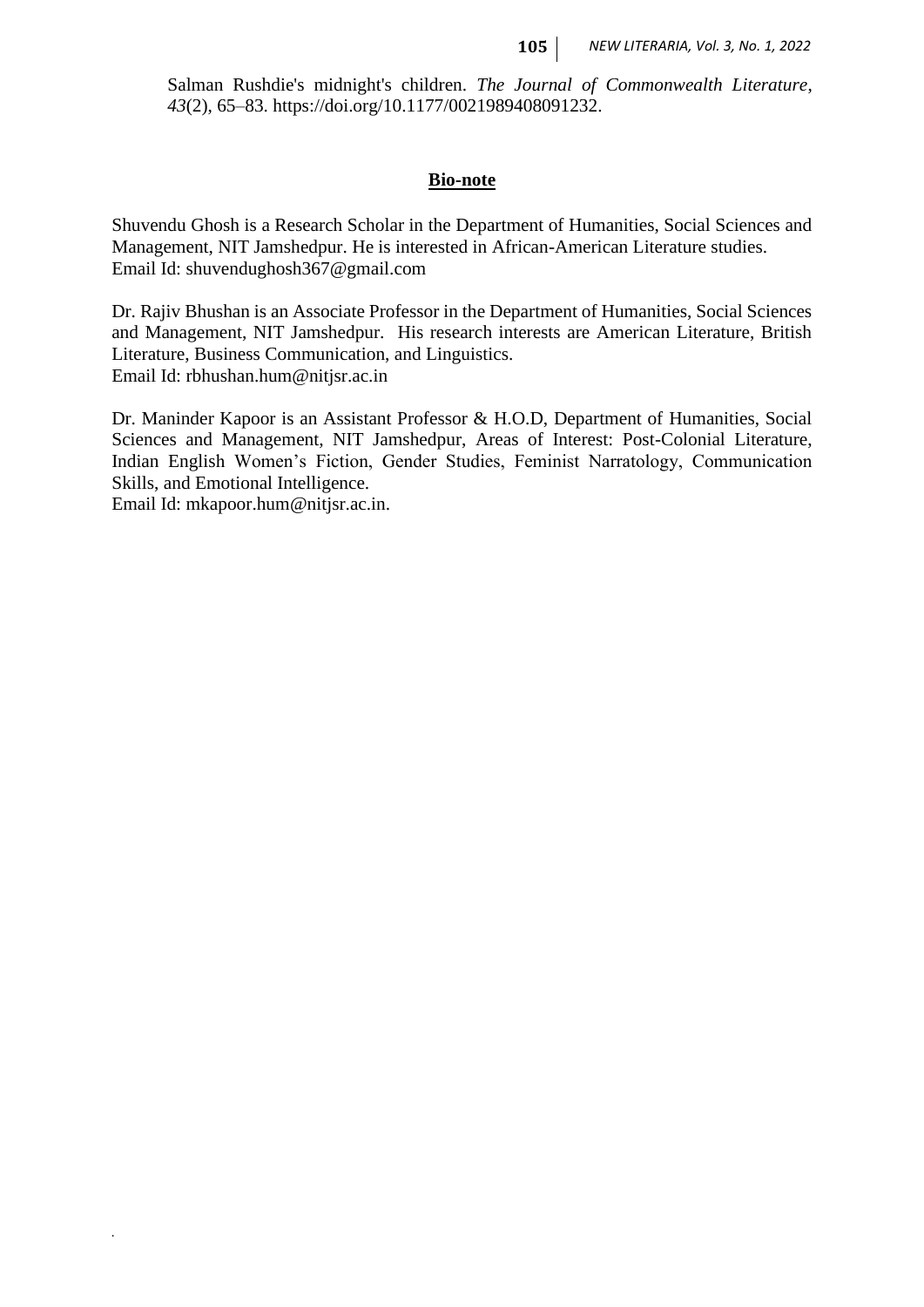Salman Rushdie's midnight's children. *The Journal of Commonwealth Literature*, *43*(2), 65–83. https://doi.org/10.1177/0021989408091232.

## **Bio-note**

Shuvendu Ghosh is a Research Scholar in the Department of Humanities, Social Sciences and Management, NIT Jamshedpur. He is interested in African-American Literature studies.
Email Id: shuvendughosh367@gmail.com

Dr. Rajiv Bhushan is an Associate Professor in the Department of Humanities, Social Sciences and Management, NIT Jamshedpur. His research interests are American Literature, British Literature, Business Communication, and Linguistics.
Email Id: rbhushan.hum@nitjsr.ac.in

Dr. Maninder Kapoor is an Assistant Professor & H.O.D, Department of Humanities, Social Sciences and Management, NIT Jamshedpur, Areas of Interest: Post-Colonial Literature, Indian English Women's Fiction, Gender Studies, Feminist Narratology, Communication Skills, and Emotional Intelligence.
Email Id: mkapoor.hum@nitjsr.ac.in.